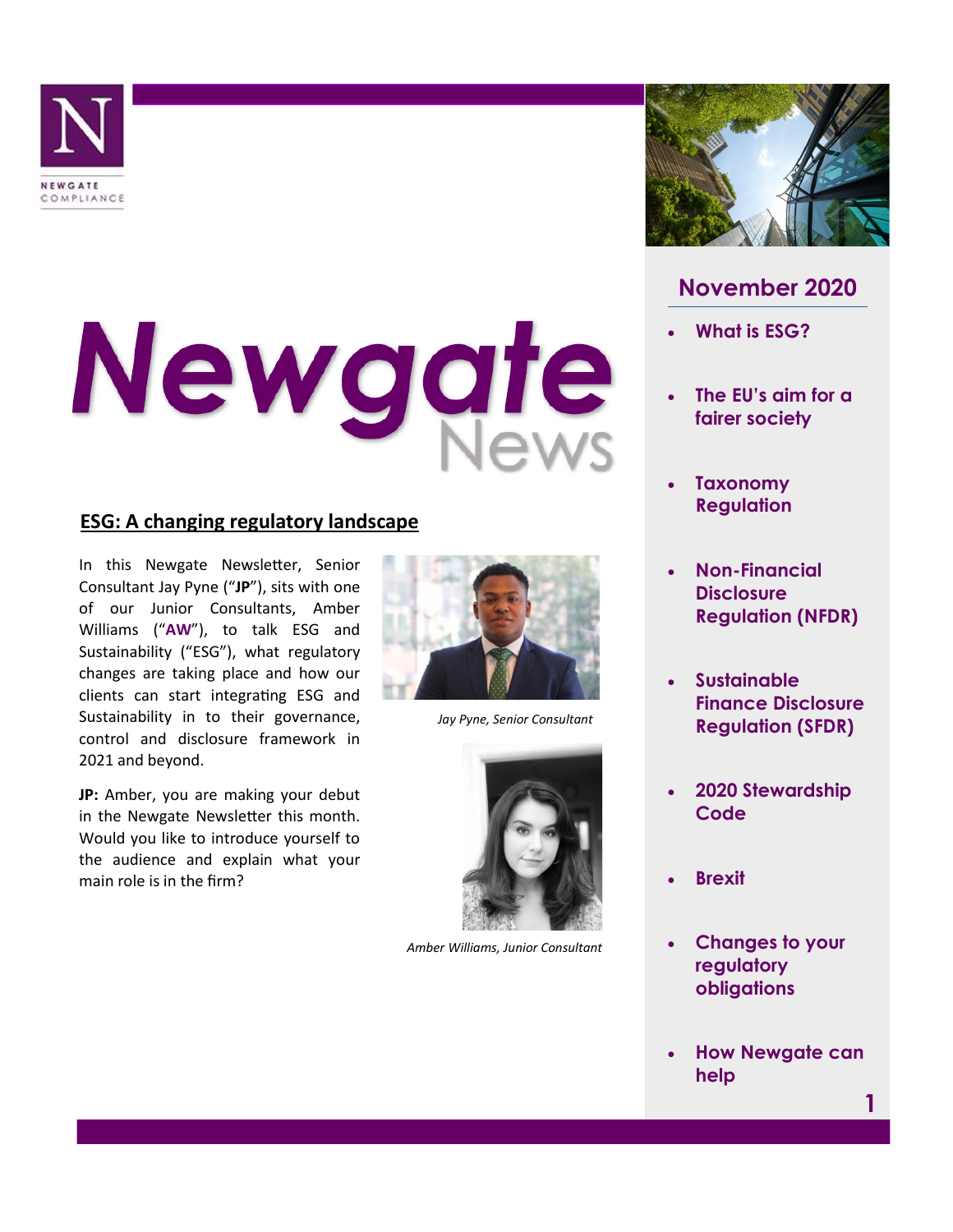NEWGATE COMPLIANCE

# Newgate News

## November 2020

- What is ESG?
- The EU's aim for a fairer society
- Taxonomy Regulation
- Non-Financial Disclosure Regulation (NFDR)
- Sustainable Finance Disclosure Regulation (SFDR)
- 2020 Stewardship Code
- Brexit
- Changes to your regulatory obligations
- How Newgate can help

## ESG: A changing regulatory landscape

In this Newgate Newsletter, Senior Consultant Jay Pyne ("**JP**"), sits with one of our Junior Consultants, Amber Williams ("**AW**"), to talk ESG and Sustainability ("ESG"), what regulatory changes are taking place and how our clients can start integrating ESG and Sustainability in to their governance, control and disclosure framework in 2021 and beyond.

*Jay Pyne, Senior Consultant*

*Amber Williams, Junior Consultant*

**JP:** Amber, you are making your debut in the Newgate Newsletter this month. Would you like to introduce yourself to the audience and explain what your main role is in the firm?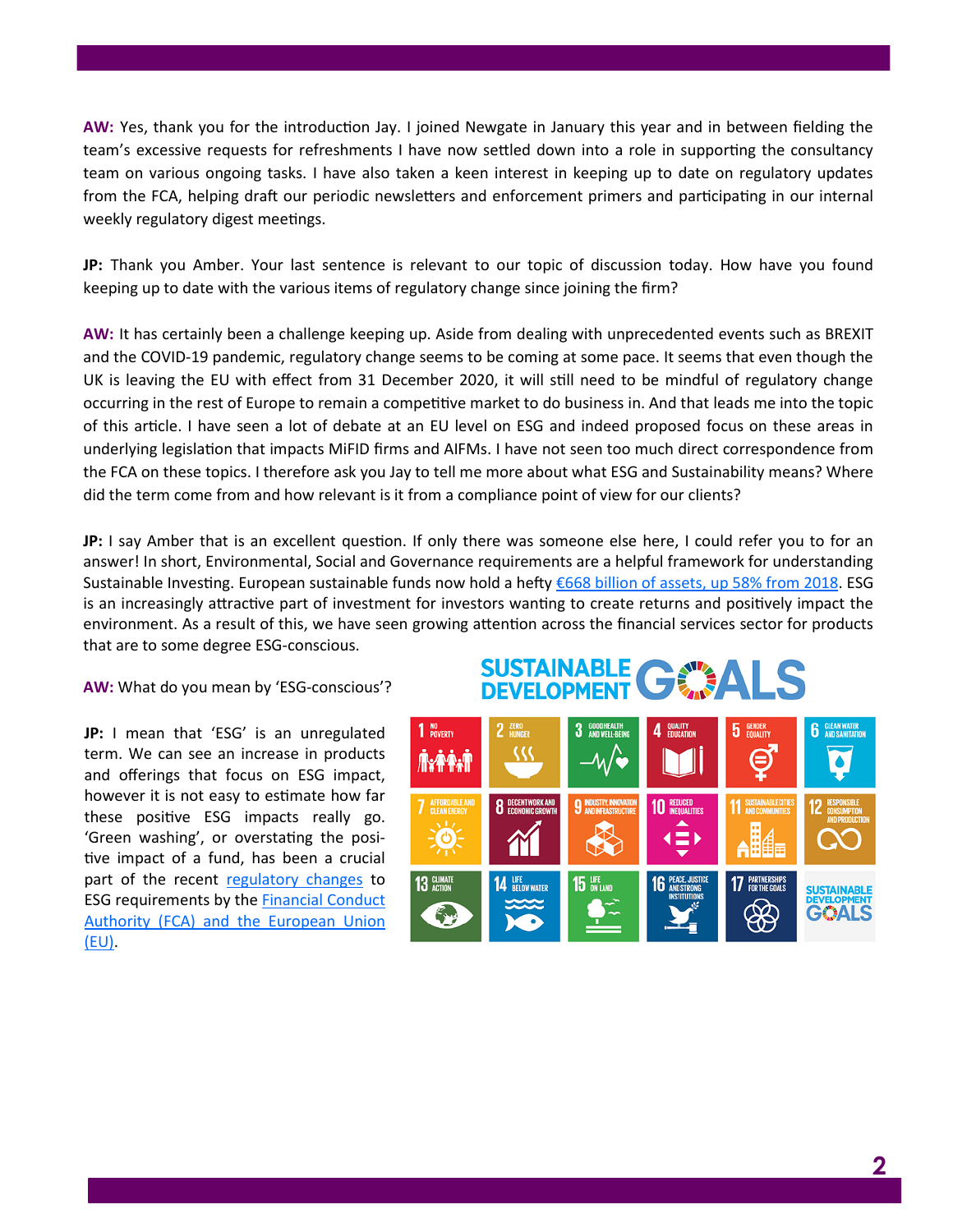**AW:** Yes, thank you for the introduction Jay. I joined Newgate in January this year and in between fielding the team's excessive requests for refreshments I have now settled down into a role in supporting the consultancy team on various ongoing tasks. I have also taken a keen interest in keeping up to date on regulatory updates from the FCA, helping draft our periodic newsletters and enforcement primers and participating in our internal weekly regulatory digest meetings.

**JP:** Thank you Amber. Your last sentence is relevant to our topic of discussion today. How have you found keeping up to date with the various items of regulatory change since joining the firm?

**AW:** It has certainly been a challenge keeping up. Aside from dealing with unprecedented events such as BREXIT and the COVID-19 pandemic, regulatory change seems to be coming at some pace. It seems that even though the UK is leaving the EU with effect from 31 December 2020, it will still need to be mindful of regulatory change occurring in the rest of Europe to remain a competitive market to do business in. And that leads me into the topic of this article. I have seen a lot of debate at an EU level on ESG and indeed proposed focus on these areas in underlying legislation that impacts MiFID firms and AIFMs. I have not seen too much direct correspondence from the FCA on these topics. I therefore ask you Jay to tell me more about what ESG and Sustainability means? Where did the term come from and how relevant is it from a compliance point of view for our clients?

**JP:** I say Amber that is an excellent question. If only there was someone else here, I could refer you to for an answer! In short, Environmental, Social and Governance requirements are a helpful framework for understanding Sustainable Investing. European sustainable funds now hold a hefty [€668 billion of assets, up 58% from 2018](). ESG is an increasingly attractive part of investment for investors wanting to create returns and positively impact the environment. As a result of this, we have seen growing attention across the financial services sector for products that are to some degree ESG-conscious.

**AW:** What do you mean by 'ESG-conscious'?

**JP:** I mean that 'ESG' is an unregulated term. We can see an increase in products and offerings that focus on ESG impact, however it is not easy to estimate how far these positive ESG impacts really go. 'Green washing', or overstating the positive impact of a fund, has been a crucial part of the recent [regulatory changes]() to ESG requirements by the [Financial Conduct Authority (FCA) and the European Union (EU)]().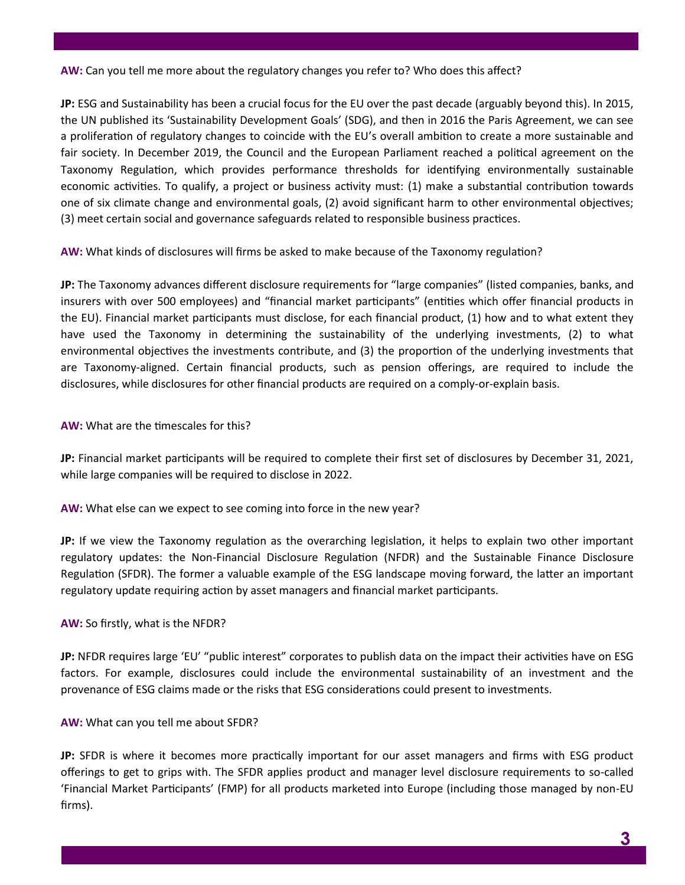**AW:** Can you tell me more about the regulatory changes you refer to? Who does this affect?

**JP:** ESG and Sustainability has been a crucial focus for the EU over the past decade (arguably beyond this). In 2015, the UN published its 'Sustainability Development Goals' (SDG), and then in 2016 the Paris Agreement, we can see a proliferation of regulatory changes to coincide with the EU's overall ambition to create a more sustainable and fair society. In December 2019, the Council and the European Parliament reached a political agreement on the Taxonomy Regulation, which provides performance thresholds for identifying environmentally sustainable economic activities. To qualify, a project or business activity must: (1) make a substantial contribution towards one of six climate change and environmental goals, (2) avoid significant harm to other environmental objectives; (3) meet certain social and governance safeguards related to responsible business practices.

**AW:** What kinds of disclosures will firms be asked to make because of the Taxonomy regulation?

**JP:** The Taxonomy advances different disclosure requirements for "large companies" (listed companies, banks, and insurers with over 500 employees) and "financial market participants" (entities which offer financial products in the EU). Financial market participants must disclose, for each financial product, (1) how and to what extent they have used the Taxonomy in determining the sustainability of the underlying investments, (2) to what environmental objectives the investments contribute, and (3) the proportion of the underlying investments that are Taxonomy-aligned. Certain financial products, such as pension offerings, are required to include the disclosures, while disclosures for other financial products are required on a comply-or-explain basis.

**AW:** What are the timescales for this?

**JP:** Financial market participants will be required to complete their first set of disclosures by December 31, 2021, while large companies will be required to disclose in 2022.

**AW:** What else can we expect to see coming into force in the new year?

**JP:** If we view the Taxonomy regulation as the overarching legislation, it helps to explain two other important regulatory updates: the Non-Financial Disclosure Regulation (NFDR) and the Sustainable Finance Disclosure Regulation (SFDR). The former a valuable example of the ESG landscape moving forward, the latter an important regulatory update requiring action by asset managers and financial market participants.

**AW:** So firstly, what is the NFDR?

**JP:** NFDR requires large 'EU' "public interest" corporates to publish data on the impact their activities have on ESG factors. For example, disclosures could include the environmental sustainability of an investment and the provenance of ESG claims made or the risks that ESG considerations could present to investments.

**AW:** What can you tell me about SFDR?

**JP:** SFDR is where it becomes more practically important for our asset managers and firms with ESG product offerings to get to grips with. The SFDR applies product and manager level disclosure requirements to so-called 'Financial Market Participants' (FMP) for all products marketed into Europe (including those managed by non-EU firms).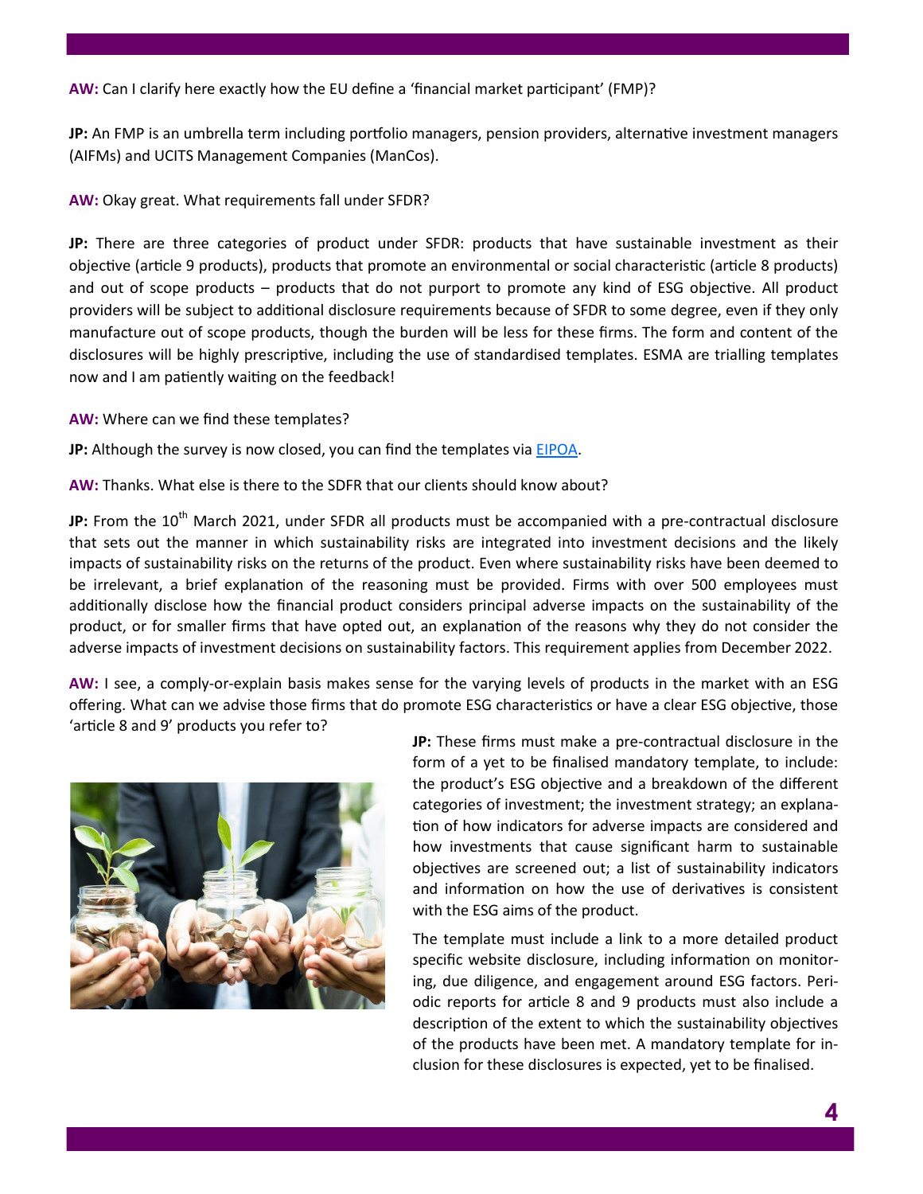**AW:** Can I clarify here exactly how the EU define a 'financial market participant' (FMP)?

**JP:** An FMP is an umbrella term including portfolio managers, pension providers, alternative investment managers (AIFMs) and UCITS Management Companies (ManCos).

**AW:** Okay great. What requirements fall under SFDR?

**JP:** There are three categories of product under SFDR: products that have sustainable investment as their objective (article 9 products), products that promote an environmental or social characteristic (article 8 products) and out of scope products – products that do not purport to promote any kind of ESG objective. All product providers will be subject to additional disclosure requirements because of SFDR to some degree, even if they only manufacture out of scope products, though the burden will be less for these firms. The form and content of the disclosures will be highly prescriptive, including the use of standardised templates. ESMA are trialling templates now and I am patiently waiting on the feedback!

**AW:** Where can we find these templates?

**JP:** Although the survey is now closed, you can find the templates via [EIPOA](EIPOA).

**AW:** Thanks. What else is there to the SDFR that our clients should know about?

**JP:** From the 10th March 2021, under SFDR all products must be accompanied with a pre-contractual disclosure that sets out the manner in which sustainability risks are integrated into investment decisions and the likely impacts of sustainability risks on the returns of the product. Even where sustainability risks have been deemed to be irrelevant, a brief explanation of the reasoning must be provided. Firms with over 500 employees must additionally disclose how the financial product considers principal adverse impacts on the sustainability of the product, or for smaller firms that have opted out, an explanation of the reasons why they do not consider the adverse impacts of investment decisions on sustainability factors. This requirement applies from December 2022.

**AW:** I see, a comply-or-explain basis makes sense for the varying levels of products in the market with an ESG offering. What can we advise those firms that do promote ESG characteristics or have a clear ESG objective, those 'article 8 and 9' products you refer to?

**JP:** These firms must make a pre-contractual disclosure in the form of a yet to be finalised mandatory template, to include: the product's ESG objective and a breakdown of the different categories of investment; the investment strategy; an explanation of how indicators for adverse impacts are considered and how investments that cause significant harm to sustainable objectives are screened out; a list of sustainability indicators and information on how the use of derivatives is consistent with the ESG aims of the product.

The template must include a link to a more detailed product specific website disclosure, including information on monitoring, due diligence, and engagement around ESG factors. Periodic reports for article 8 and 9 products must also include a description of the extent to which the sustainability objectives of the products have been met. A mandatory template for inclusion for these disclosures is expected, yet to be finalised.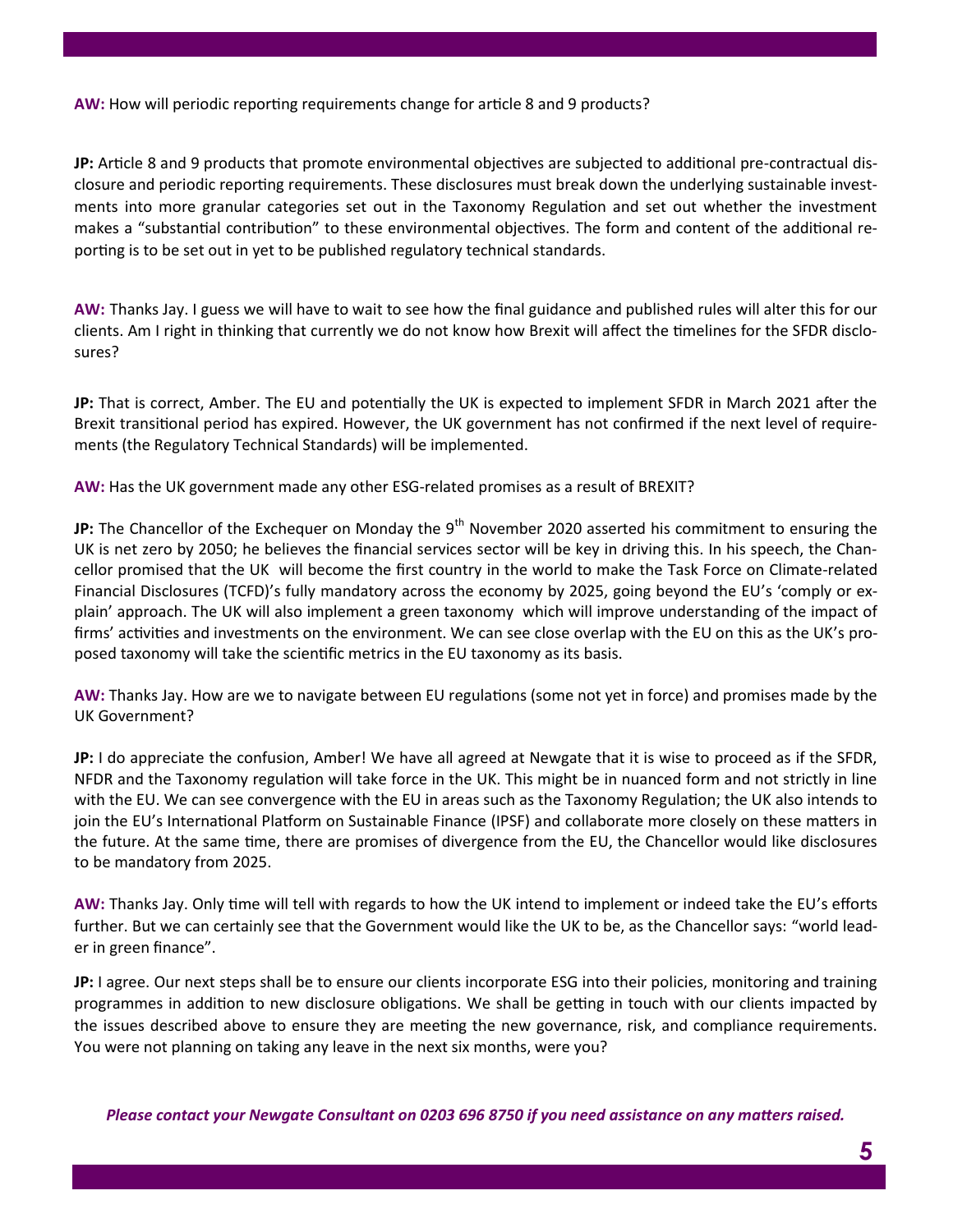**AW:** How will periodic reporting requirements change for article 8 and 9 products?

**JP:** Article 8 and 9 products that promote environmental objectives are subjected to additional pre-contractual disclosure and periodic reporting requirements. These disclosures must break down the underlying sustainable investments into more granular categories set out in the Taxonomy Regulation and set out whether the investment makes a "substantial contribution" to these environmental objectives. The form and content of the additional reporting is to be set out in yet to be published regulatory technical standards.

**AW:** Thanks Jay. I guess we will have to wait to see how the final guidance and published rules will alter this for our clients. Am I right in thinking that currently we do not know how Brexit will affect the timelines for the SFDR disclosures?

**JP:** That is correct, Amber. The EU and potentially the UK is expected to implement SFDR in March 2021 after the Brexit transitional period has expired. However, the UK government has not confirmed if the next level of requirements (the Regulatory Technical Standards) will be implemented.

**AW:** Has the UK government made any other ESG-related promises as a result of BREXIT?

**JP:** The Chancellor of the Exchequer on Monday the 9th November 2020 asserted his commitment to ensuring the UK is net zero by 2050; he believes the financial services sector will be key in driving this. In his speech, the Chancellor promised that the UK will become the first country in the world to make the Task Force on Climate-related Financial Disclosures (TCFD)'s fully mandatory across the economy by 2025, going beyond the EU's 'comply or explain' approach. The UK will also implement a green taxonomy which will improve understanding of the impact of firms' activities and investments on the environment. We can see close overlap with the EU on this as the UK's proposed taxonomy will take the scientific metrics in the EU taxonomy as its basis.

**AW:** Thanks Jay. How are we to navigate between EU regulations (some not yet in force) and promises made by the UK Government?

**JP:** I do appreciate the confusion, Amber! We have all agreed at Newgate that it is wise to proceed as if the SFDR, NFDR and the Taxonomy regulation will take force in the UK. This might be in nuanced form and not strictly in line with the EU. We can see convergence with the EU in areas such as the Taxonomy Regulation; the UK also intends to join the EU's International Platform on Sustainable Finance (IPSF) and collaborate more closely on these matters in the future. At the same time, there are promises of divergence from the EU, the Chancellor would like disclosures to be mandatory from 2025.

**AW:** Thanks Jay. Only time will tell with regards to how the UK intend to implement or indeed take the EU's efforts further. But we can certainly see that the Government would like the UK to be, as the Chancellor says: "world leader in green finance".

**JP:** I agree. Our next steps shall be to ensure our clients incorporate ESG into their policies, monitoring and training programmes in addition to new disclosure obligations. We shall be getting in touch with our clients impacted by the issues described above to ensure they are meeting the new governance, risk, and compliance requirements. You were not planning on taking any leave in the next six months, were you?

***Please contact your Newgate Consultant on 0203 696 8750 if you need assistance on any matters raised.***